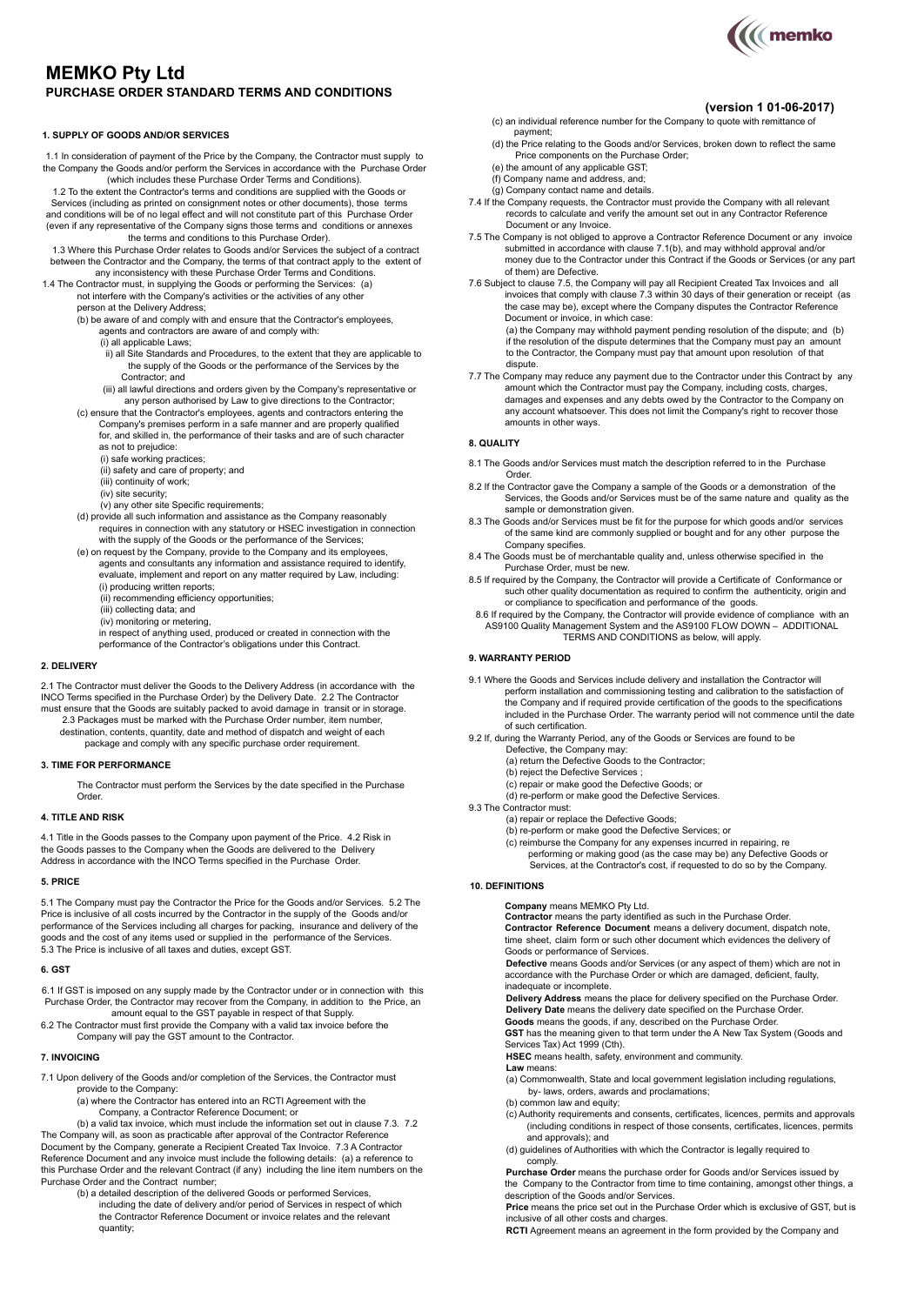# MEMKO Pty Ltd

## PURCHASE ORDER STANDARD TERMS AND CONDITIONS

**(version 1 01-06-2017)**

### 1. SUPPLY OF GOODS AND/OR SERVICES

1.1 In consideration of payment of the Price by the Company, the Contractor must supply to the Company the Goods and/or perform the Services in accordance with the Purchase Order (which includes these Purchase Order Terms and Conditions).

1.2 To the extent the Contractor's terms and conditions are supplied with the Goods or Services (including as printed on consignment notes or other documents), those terms and conditions will be of no legal effect and will not constitute part of this Purchase Order (even if any representative of the Company signs those terms and conditions or annexes the terms and conditions to this Purchase Order).

1.3 Where this Purchase Order relates to Goods and/or Services the subject of a contract between the Contractor and the Company, the terms of that contract apply to the extent of any inconsistency with these Purchase Order Terms and Conditions.

1.4 The Contractor must, in supplying the Goods or performing the Services:

(a) not interfere with the Company's activities or the activities of any other person at the Delivery Address;

(b) be aware of and comply with and ensure that the Contractor's employees, agents and contractors are aware of and comply with:

(i) all applicable Laws;

(ii) all Site Standards and Procedures, to the extent that they are applicable to the supply of the Goods or the performance of the Services by the Contractor; and

(iii) all lawful directions and orders given by the Company's representative or any person authorised by Law to give directions to the Contractor;

(c) ensure that the Contractor's employees, agents and contractors entering the Company's premises perform in a safe manner and are properly qualified for, and skilled in, the performance of their tasks and are of such character as not to prejudice:

(i) safe working practices;

(ii) safety and care of property; and

(iii) continuity of work;

(iv) site security;

(v) any other site Specific requirements;

(d) provide all such information and assistance as the Company reasonably requires in connection with any statutory or HSEC investigation in connection with the supply of the Goods or the performance of the Services;

(e) on request by the Company, provide to the Company and its employees, agents and consultants any information and assistance required to identify, evaluate, implement and report on any matter required by Law, including:

(i) producing written reports;

(ii) recommending efficiency opportunities;

(iii) collecting data; and

(iv) monitoring or metering,

in respect of anything used, produced or created in connection with the performance of the Contractor's obligations under this Contract.

### 2. DELIVERY

2.1 The Contractor must deliver the Goods to the Delivery Address (in accordance with the INCO Terms specified in the Purchase Order) by the Delivery Date.

2.2 The Contractor must ensure that the Goods are suitably packed to avoid damage in transit or in storage.

2.3 Packages must be marked with the Purchase Order number, item number, destination, contents, quantity, date and method of dispatch and weight of each package and comply with any specific purchase order requirement.

### 3. TIME FOR PERFORMANCE

The Contractor must perform the Services by the date specified in the Purchase Order.

### 4. TITLE AND RISK

4.1 Title in the Goods passes to the Company upon payment of the Price.

4.2 Risk in the Goods passes to the Company when the Goods are delivered to the Delivery Address in accordance with the INCO Terms specified in the Purchase Order.

### 5. PRICE

5.1 The Company must pay the Contractor the Price for the Goods and/or Services.

5.2 The Price is inclusive of all costs incurred by the Contractor in the supply of the Goods and/or performance of the Services including all charges for packing, insurance and delivery of the goods and the cost of any items used or supplied in the performance of the Services.

5.3 The Price is inclusive of all taxes and duties, except GST.

### 6. GST

6.1 If GST is imposed on any supply made by the Contractor under or in connection with this Purchase Order, the Contractor may recover from the Company, in addition to the Price, an amount equal to the GST payable in respect of that Supply.

6.2 The Contractor must first provide the Company with a valid tax invoice before the Company will pay the GST amount to the Contractor.

### 7. INVOICING

7.1 Upon delivery of the Goods and/or completion of the Services, the Contractor must provide to the Company:

(a) where the Contractor has entered into an RCTI Agreement with the Company, a Contractor Reference Document; or

(b) a valid tax invoice, which must include the information set out in clause 7.3.

7.2 The Company will, as soon as practicable after approval of the Contractor Reference Document by the Company, generate a Recipient Created Tax Invoice.

7.3 A Contractor Reference Document and any invoice must include the following details:

(a) a reference to this Purchase Order and the relevant Contract (if any) including the line item numbers on the Purchase Order and the Contract number;

(b) a detailed description of the delivered Goods or performed Services, including the date of delivery and/or period of Services in respect of which the Contractor Reference Document or invoice relates and the relevant quantity;

(c) an individual reference number for the Company to quote with remittance of payment;

(d) the Price relating to the Goods and/or Services, broken down to reflect the same Price components on the Purchase Order;

(e) the amount of any applicable GST;

(f) Company name and address, and;

(g) Company contact name and details.

7.4 If the Company requests, the Contractor must provide the Company with all relevant records to calculate and verify the amount set out in any Contractor Reference Document or any Invoice.

7.5 The Company is not obliged to approve a Contractor Reference Document or any invoice submitted in accordance with clause 7.1(b), and may withhold approval and/or money due to the Contractor under this Contract if the Goods or Services (or any part of them) are Defective.

7.6 Subject to clause 7.5, the Company will pay all Recipient Created Tax Invoices and all invoices that comply with clause 7.3 within 30 days of their generation or receipt (as the case may be), except where the Company disputes the Contractor Reference Document or invoice, in which case:

(a) the Company may withhold payment pending resolution of the dispute; and

(b) if the resolution of the dispute determines that the Company must pay an amount to the Contractor, the Company must pay that amount upon resolution of that dispute.

7.7 The Company may reduce any payment due to the Contractor under this Contract by any amount which the Contractor must pay the Company, including costs, charges, damages and expenses and any debts owed by the Contractor to the Company on any account whatsoever. This does not limit the Company's right to recover those amounts in other ways.

### 8. QUALITY

8.1 The Goods and/or Services must match the description referred to in the Purchase Order.

8.2 If the Contractor gave the Company a sample of the Goods or a demonstration of the Services, the Goods and/or Services must be of the same nature and quality as the sample or demonstration given.

8.3 The Goods and/or Services must be fit for the purpose for which goods and/or services of the same kind are commonly supplied or bought and for any other purpose the Company specifies.

8.4 The Goods must be of merchantable quality and, unless otherwise specified in the Purchase Order, must be new.

8.5 If required by the Company, the Contractor will provide a Certificate of Conformance or such other quality documentation as required to confirm the authenticity, origin and or compliance to specification and performance of the goods.

8.6 If required by the Company, the Contractor will provide evidence of compliance with an AS9100 Quality Management System and the AS9100 FLOW DOWN – ADDITIONAL TERMS AND CONDITIONS as below, will apply.

### 9. WARRANTY PERIOD

9.1 Where the Goods and Services include delivery and installation the Contractor will perform installation and commissioning testing and calibration to the satisfaction of the Company and if required provide certification of the goods to the specifications included in the Purchase Order. The warranty period will not commence until the date of such certification.

9.2 If, during the Warranty Period, any of the Goods or Services are found to be Defective, the Company may:

(a) return the Defective Goods to the Contractor;

(b) reject the Defective Services ;

(c) repair or make good the Defective Goods; or

(d) re-perform or make good the Defective Services.

9.3 The Contractor must:

(a) repair or replace the Defective Goods;

(b) re-perform or make good the Defective Services; or

(c) reimburse the Company for any expenses incurred in repairing, re performing or making good (as the case may be) any Defective Goods or Services, at the Contractor's cost, if requested to do so by the Company.

### 10. DEFINITIONS

**Company** means MEMKO Pty Ltd.

**Contractor** means the party identified as such in the Purchase Order.

**Contractor Reference Document** means a delivery document, dispatch note, time sheet, claim form or such other document which evidences the delivery of Goods or performance of Services.

**Defective** means Goods and/or Services (or any aspect of them) which are not in accordance with the Purchase Order or which are damaged, deficient, faulty, inadequate or incomplete.

**Delivery Address** means the place for delivery specified on the Purchase Order.

**Delivery Date** means the delivery date specified on the Purchase Order.

**Goods** means the goods, if any, described on the Purchase Order.

**GST** has the meaning given to that term under the A New Tax System (Goods and Services Tax) Act 1999 (Cth).

**HSEC** means health, safety, environment and community.

**Law** means:

(a) Commonwealth, State and local government legislation including regulations, by- laws, orders, awards and proclamations;

(b) common law and equity;

(c) Authority requirements and consents, certificates, licences, permits and approvals (including conditions in respect of those consents, certificates, licences, permits and approvals); and

(d) guidelines of Authorities with which the Contractor is legally required to comply.

**Purchase Order** means the purchase order for Goods and/or Services issued by the Company to the Contractor from time to time containing, amongst other things, a description of the Goods and/or Services.

**Price** means the price set out in the Purchase Order which is exclusive of GST, but is inclusive of all other costs and charges.

**RCTI** Agreement means an agreement in the form provided by the Company and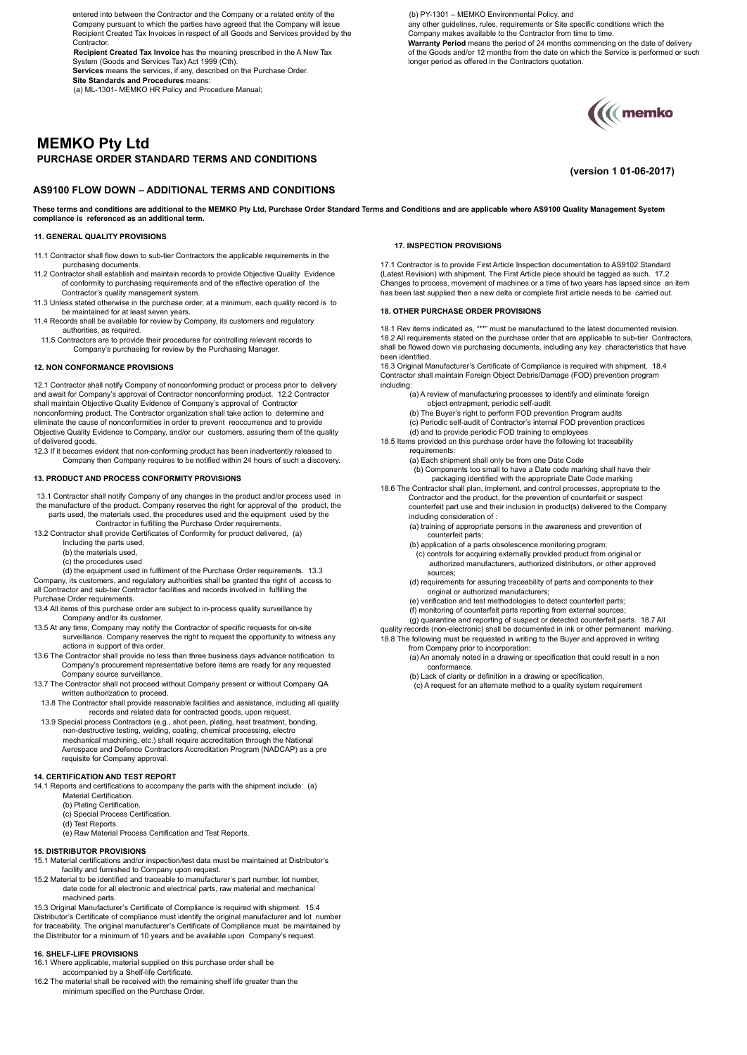entered into between the Contractor and the Company or a related entity of the Company pursuant to which the parties have agreed that the Company will issue Recipient Created Tax Invoices in respect of all Goods and Services provided by the Contractor.

**Recipient Created Tax Invoice** has the meaning prescribed in the A New Tax System (Goods and Services Tax) Act 1999 (Cth).

**Services** means the services, if any, described on the Purchase Order.

**Site Standards and Procedures** means:

(a) ML-1301- MEMKO HR Policy and Procedure Manual;

(b) PY-1301 – MEMKO Environmental Policy, and

any other guidelines, rules, requirements or Site specific conditions which the Company makes available to the Contractor from time to time.

**Warranty Period** means the period of 24 months commencing on the date of delivery of the Goods and/or 12 months from the date on which the Service is performed or such longer period as offered in the Contractors quotation.

# MEMKO Pty Ltd

## PURCHASE ORDER STANDARD TERMS AND CONDITIONS

**(version 1 01-06-2017)**

## AS9100 FLOW DOWN – ADDITIONAL TERMS AND CONDITIONS

**These terms and conditions are additional to the MEMKO Pty Ltd, Purchase Order Standard Terms and Conditions and are applicable where AS9100 Quality Management System compliance is referenced as an additional term.**

### 11. GENERAL QUALITY PROVISIONS

11.1 Contractor shall flow down to sub-tier Contractors the applicable requirements in the purchasing documents.

11.2 Contractor shall establish and maintain records to provide Objective Quality Evidence of conformity to purchasing requirements and of the effective operation of the Contractor's quality management system.

11.3 Unless stated otherwise in the purchase order, at a minimum, each quality record is to be maintained for at least seven years.

11.4 Records shall be available for review by Company, its customers and regulatory authorities, as required.

11.5 Contractors are to provide their procedures for controlling relevant records to Company's purchasing for review by the Purchasing Manager.

### 12. NON CONFORMANCE PROVISIONS

12.1 Contractor shall notify Company of nonconforming product or process prior to delivery and await for Company's approval of Contractor nonconforming product. 12.2 Contractor shall maintain Objective Quality Evidence of Company's approval of Contractor nonconforming product. The Contractor organization shall take action to determine and eliminate the cause of nonconformities in order to prevent reoccurrence and to provide Objective Quality Evidence to Company, and/or our customers, assuring them of the quality of delivered goods.

12.3 If it becomes evident that non-conforming product has been inadvertently released to Company then Company requires to be notified within 24 hours of such a discovery.

### 13. PRODUCT AND PROCESS CONFORMITY PROVISIONS

13.1 Contractor shall notify Company of any changes in the product and/or process used in the manufacture of the product. Company reserves the right for approval of the product, the parts used, the materials used, the procedures used and the equipment used by the Contractor in fulfilling the Purchase Order requirements.

13.2 Contractor shall provide Certificates of Conformity for product delivered, (a) Including the parts used,

(b) the materials used,

(c) the procedures used

(d) the equipment used in fulfilment of the Purchase Order requirements. 13.3 Company, its customers, and regulatory authorities shall be granted the right of access to all Contractor and sub-tier Contractor facilities and records involved in fulfilling the Purchase Order requirements.

13.4 All items of this purchase order are subject to in-process quality surveillance by Company and/or its customer.

13.5 At any time, Company may notify the Contractor of specific requests for on-site surveillance. Company reserves the right to request the opportunity to witness any actions in support of this order.

13.6 The Contractor shall provide no less than three business days advance notification to Company's procurement representative before items are ready for any requested Company source surveillance.

13.7 The Contractor shall not proceed without Company present or without Company QA written authorization to proceed.

13.8 The Contractor shall provide reasonable facilities and assistance, including all quality records and related data for contracted goods, upon request.

13.9 Special process Contractors (e.g., shot peen, plating, heat treatment, bonding, non-destructive testing, welding, coating, chemical processing, electro mechanical machining, etc.) shall require accreditation through the National Aerospace and Defence Contractors Accreditation Program (NADCAP) as a pre requisite for Company approval.

### 14. CERTIFICATION AND TEST REPORT

14.1 Reports and certifications to accompany the parts with the shipment include: (a) Material Certification.

(b) Plating Certification.

(c) Special Process Certification.

(d) Test Reports.

(e) Raw Material Process Certification and Test Reports.

### 15. DISTRIBUTOR PROVISIONS

15.1 Material certifications and/or inspection/test data must be maintained at Distributor's facility and furnished to Company upon request.

15.2 Material to be identified and traceable to manufacturer's part number, lot number, date code for all electronic and electrical parts, raw material and mechanical machined parts.

15.3 Original Manufacturer's Certificate of Compliance is required with shipment. 15.4 Distributor's Certificate of compliance must identify the original manufacturer and lot number for traceability. The original manufacturer's Certificate of Compliance must be maintained by the Distributor for a minimum of 10 years and be available upon Company's request.

### 16. SHELF-LIFE PROVISIONS

16.1 Where applicable, material supplied on this purchase order shall be accompanied by a Shelf-life Certificate.

16.2 The material shall be received with the remaining shelf life greater than the minimum specified on the Purchase Order.

### 17. INSPECTION PROVISIONS

17.1 Contractor is to provide First Article Inspection documentation to AS9102 Standard (Latest Revision) with shipment. The First Article piece should be tagged as such. 17.2 Changes to process, movement of machines or a time of two years has lapsed since an item has been last supplied then a new delta or complete first article needs to be carried out.

### 18. OTHER PURCHASE ORDER PROVISIONS

18.1 Rev items indicated as, "**" must be manufactured to the latest documented revision. 18.2 All requirements stated on the purchase order that are applicable to sub-tier Contractors, shall be flowed down via purchasing documents, including any key characteristics that have been identified.

18.3 Original Manufacturer's Certificate of Compliance is required with shipment. 18.4 Contractor shall maintain Foreign Object Debris/Damage (FOD) prevention program including:

(a) A review of manufacturing processes to identify and eliminate foreign object entrapment, periodic self-audit

(b) The Buyer's right to perform FOD prevention Program audits

(c) Periodic self-audit of Contractor's internal FOD prevention practices

(d) and to provide periodic FOD training to employees

18.5 Items provided on this purchase order have the following lot traceability requirements:

(a) Each shipment shall only be from one Date Code

(b) Components too small to have a Date code marking shall have their packaging identified with the appropriate Date Code marking

18.6 The Contractor shall plan, implement, and control processes, appropriate to the Contractor and the product, for the prevention of counterfeit or suspect counterfeit part use and their inclusion in product(s) delivered to the Company including consideration of :

(a) training of appropriate persons in the awareness and prevention of counterfeit parts;

(b) application of a parts obsolescence monitoring program;

(c) controls for acquiring externally provided product from original or authorized manufacturers, authorized distributors, or other approved sources;

(d) requirements for assuring traceability of parts and components to their original or authorized manufacturers;

(e) verification and test methodologies to detect counterfeit parts;

(f) monitoring of counterfeit parts reporting from external sources;

(g) quarantine and reporting of suspect or detected counterfeit parts. 18.7 All quality records (non-electronic) shall be documented in ink or other permanent marking.

18.8 The following must be requested in writing to the Buyer and approved in writing from Company prior to incorporation:

(a) An anomaly noted in a drawing or specification that could result in a non conformance.

(b) Lack of clarity or definition in a drawing or specification.

(c) A request for an alternate method to a quality system requirement